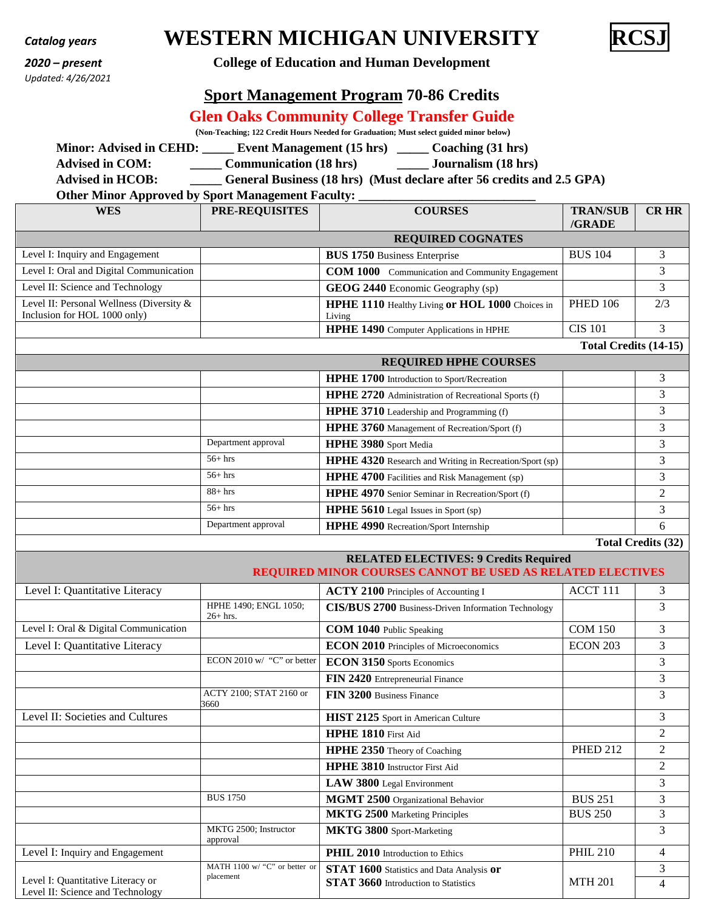*Catalog years*

***2020 – present***

*Updated: 4/26/2021*

# WESTERN MICHIGAN UNIVERSITY

**RCSJ**

**College of Education and Human Development**

## Sport Management Program 70-86 Credits

## Glen Oaks Community College Transfer Guide

**(Non-Teaching; 122 Credit Hours Needed for Graduation; Must select guided minor below)**

**Minor: Advised in CEHD: _____ Event Management (15 hrs) _____ Coaching (31 hrs)**

**Advised in COM: _____ Communication (18 hrs) _____ Journalism (18 hrs)**

**Advised in HCOB: _____ General Business (18 hrs) (Must declare after 56 credits and 2.5 GPA)**

**Other Minor Approved by Sport Management Faculty: ___________________________**

| WES | PRE-REQUISITES | COURSES | TRAN/SUB /GRADE | CR HR |
|---|---|---|---|---|
| | | **REQUIRED COGNATES** | | |
| Level I: Inquiry and Engagement | | **BUS 1750** Business Enterprise | BUS 104 | 3 |
| Level I: Oral and Digital Communication | | **COM 1000** Communication and Community Engagement | | 3 |
| Level II: Science and Technology | | **GEOG 2440** Economic Geography (sp) | | 3 |
| Level II: Personal Wellness (Diversity & Inclusion for HOL 1000 only) | | **HPHE 1110** Healthy Living **or HOL 1000** Choices in Living | PHED 106 | 2/3 |
| | | **HPHE 1490** Computer Applications in HPHE | CIS 101 | 3 |
| | | | | **Total Credits (14-15)** |
| | | **REQUIRED HPHE COURSES** | | |
| | | **HPHE 1700** Introduction to Sport/Recreation | | 3 |
| | | **HPHE 2720** Administration of Recreational Sports (f) | | 3 |
| | | **HPHE 3710** Leadership and Programming (f) | | 3 |
| | | **HPHE 3760** Management of Recreation/Sport (f) | | 3 |
| | Department approval | **HPHE 3980** Sport Media | | 3 |
| | 56+ hrs | **HPHE 4320** Research and Writing in Recreation/Sport (sp) | | 3 |
| | 56+ hrs | **HPHE 4700** Facilities and Risk Management (sp) | | 3 |
| | 88+ hrs | **HPHE 4970** Senior Seminar in Recreation/Sport (f) | | 2 |
| | 56+ hrs | **HPHE 5610** Legal Issues in Sport (sp) | | 3 |
| | Department approval | **HPHE 4990** Recreation/Sport Internship | | 6 |
| | | | | **Total Credits (32)** |
| | | **RELATED ELECTIVES: 9 Credits Required** **REQUIRED MINOR COURSES CANNOT BE USED AS RELATED ELECTIVES** | | |
| Level I: Quantitative Literacy | | **ACTY 2100** Principles of Accounting I | ACCT 111 | 3 |
| | HPHE 1490; ENGL 1050; 26+ hrs. | **CIS/BUS 2700** Business-Driven Information Technology | | 3 |
| Level I: Oral & Digital Communication | | **COM 1040** Public Speaking | COM 150 | 3 |
| Level I: Quantitative Literacy | | **ECON 2010** Principles of Microeconomics | ECON 203 | 3 |
| | ECON 2010 w/ "C" or better | **ECON 3150** Sports Economics | | 3 |
| | | **FIN 2420** Entrepreneurial Finance | | 3 |
| | ACTY 2100; STAT 2160 or 3660 | **FIN 3200** Business Finance | | 3 |
| Level II: Societies and Cultures | | **HIST 2125** Sport in American Culture | | 3 |
| | | **HPHE 1810** First Aid | | 2 |
| | | **HPHE 2350** Theory of Coaching | PHED 212 | 2 |
| | | **HPHE 3810** Instructor First Aid | | 2 |
| | | **LAW 3800** Legal Environment | | 3 |
| | BUS 1750 | **MGMT 2500** Organizational Behavior | BUS 251 | 3 |
| | | **MKTG 2500** Marketing Principles | BUS 250 | 3 |
| | MKTG 2500; Instructor approval | **MKTG 3800** Sport-Marketing | | 3 |
| Level I: Inquiry and Engagement | | **PHIL 2010** Introduction to Ethics | PHIL 210 | 4 |
| Level I: Quantitative Literacy or Level II: Science and Technology | MATH 1100 w/ "C" or better or placement | **STAT 1600** Statistics and Data Analysis **or** **STAT 3660** Introduction to Statistics | MTH 201 | 3 / 4 |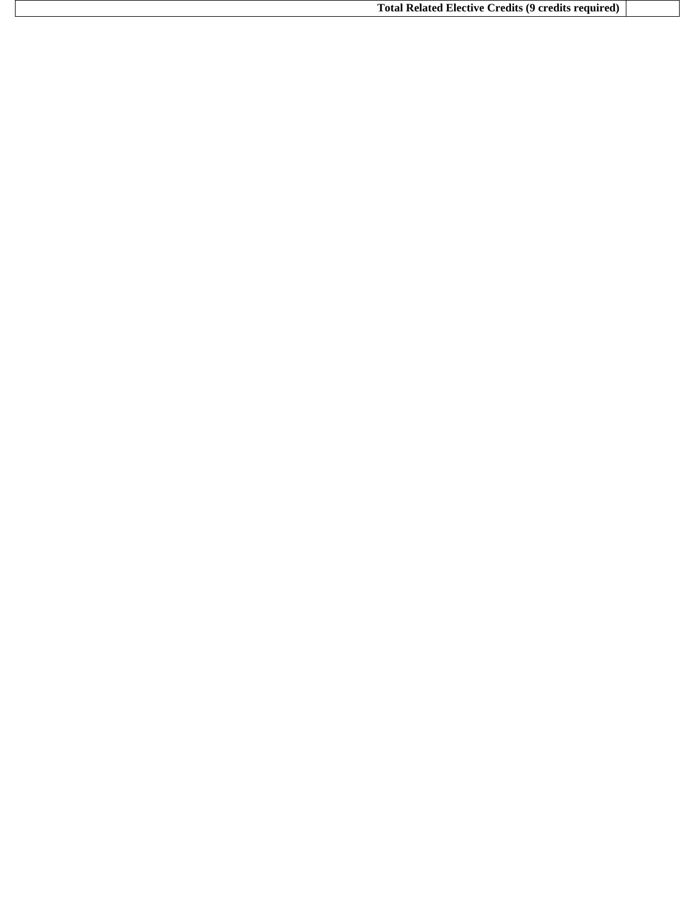| | |
|---|---|
| **Total Related Elective Credits (9 credits required)** | |